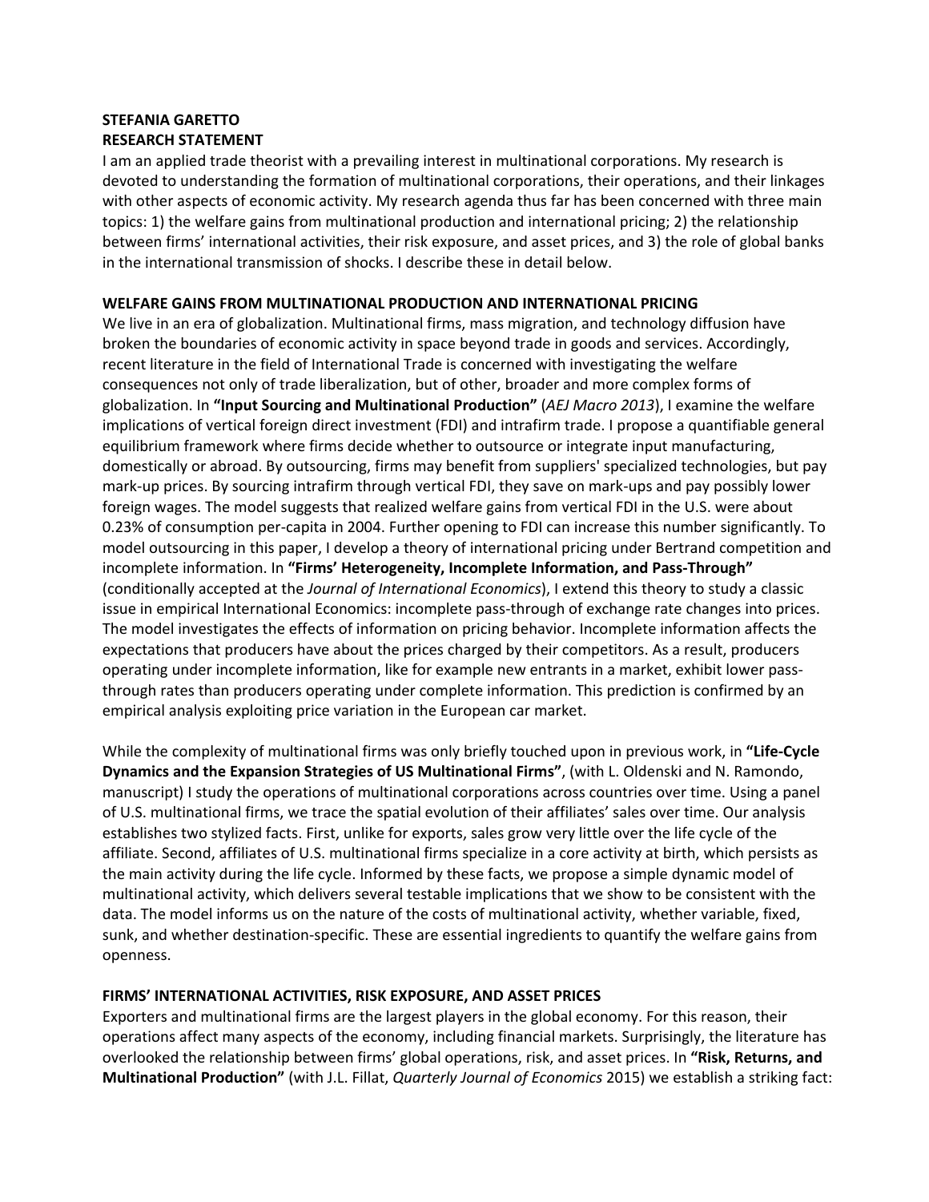**STEFANIA GARETTO**
**RESEARCH STATEMENT**

I am an applied trade theorist with a prevailing interest in multinational corporations. My research is devoted to understanding the formation of multinational corporations, their operations, and their linkages with other aspects of economic activity. My research agenda thus far has been concerned with three main topics: 1) the welfare gains from multinational production and international pricing; 2) the relationship between firms' international activities, their risk exposure, and asset prices, and 3) the role of global banks in the international transmission of shocks. I describe these in detail below.

## WELFARE GAINS FROM MULTINATIONAL PRODUCTION AND INTERNATIONAL PRICING

We live in an era of globalization. Multinational firms, mass migration, and technology diffusion have broken the boundaries of economic activity in space beyond trade in goods and services. Accordingly, recent literature in the field of International Trade is concerned with investigating the welfare consequences not only of trade liberalization, but of other, broader and more complex forms of globalization. In **"Input Sourcing and Multinational Production"** (*AEJ Macro 2013*), I examine the welfare implications of vertical foreign direct investment (FDI) and intrafirm trade. I propose a quantifiable general equilibrium framework where firms decide whether to outsource or integrate input manufacturing, domestically or abroad. By outsourcing, firms may benefit from suppliers' specialized technologies, but pay mark-up prices. By sourcing intrafirm through vertical FDI, they save on mark-ups and pay possibly lower foreign wages. The model suggests that realized welfare gains from vertical FDI in the U.S. were about 0.23% of consumption per-capita in 2004. Further opening to FDI can increase this number significantly. To model outsourcing in this paper, I develop a theory of international pricing under Bertrand competition and incomplete information. In **"Firms' Heterogeneity, Incomplete Information, and Pass-Through"** (conditionally accepted at the *Journal of International Economics*), I extend this theory to study a classic issue in empirical International Economics: incomplete pass-through of exchange rate changes into prices. The model investigates the effects of information on pricing behavior. Incomplete information affects the expectations that producers have about the prices charged by their competitors. As a result, producers operating under incomplete information, like for example new entrants in a market, exhibit lower pass-through rates than producers operating under complete information. This prediction is confirmed by an empirical analysis exploiting price variation in the European car market.

While the complexity of multinational firms was only briefly touched upon in previous work, in **"Life-Cycle Dynamics and the Expansion Strategies of US Multinational Firms"**, (with L. Oldenski and N. Ramondo, manuscript) I study the operations of multinational corporations across countries over time. Using a panel of U.S. multinational firms, we trace the spatial evolution of their affiliates' sales over time. Our analysis establishes two stylized facts. First, unlike for exports, sales grow very little over the life cycle of the affiliate. Second, affiliates of U.S. multinational firms specialize in a core activity at birth, which persists as the main activity during the life cycle. Informed by these facts, we propose a simple dynamic model of multinational activity, which delivers several testable implications that we show to be consistent with the data. The model informs us on the nature of the costs of multinational activity, whether variable, fixed, sunk, and whether destination-specific. These are essential ingredients to quantify the welfare gains from openness.

## FIRMS' INTERNATIONAL ACTIVITIES, RISK EXPOSURE, AND ASSET PRICES

Exporters and multinational firms are the largest players in the global economy. For this reason, their operations affect many aspects of the economy, including financial markets. Surprisingly, the literature has overlooked the relationship between firms' global operations, risk, and asset prices. In **"Risk, Returns, and Multinational Production"** (with J.L. Fillat, *Quarterly Journal of Economics* 2015) we establish a striking fact: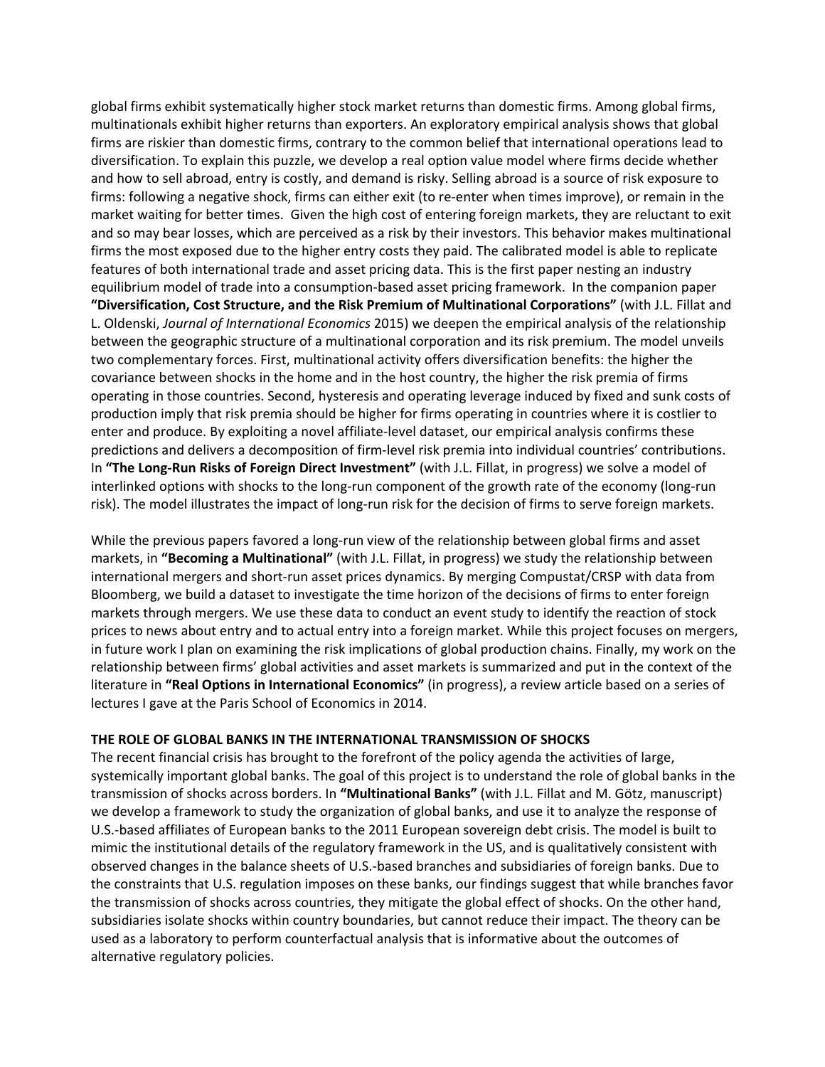global firms exhibit systematically higher stock market returns than domestic firms. Among global firms, multinationals exhibit higher returns than exporters. An exploratory empirical analysis shows that global firms are riskier than domestic firms, contrary to the common belief that international operations lead to diversification. To explain this puzzle, we develop a real option value model where firms decide whether and how to sell abroad, entry is costly, and demand is risky. Selling abroad is a source of risk exposure to firms: following a negative shock, firms can either exit (to re-enter when times improve), or remain in the market waiting for better times. Given the high cost of entering foreign markets, they are reluctant to exit and so may bear losses, which are perceived as a risk by their investors. This behavior makes multinational firms the most exposed due to the higher entry costs they paid. The calibrated model is able to replicate features of both international trade and asset pricing data. This is the first paper nesting an industry equilibrium model of trade into a consumption-based asset pricing framework. In the companion paper **"Diversification, Cost Structure, and the Risk Premium of Multinational Corporations"** (with J.L. Fillat and L. Oldenski, *Journal of International Economics* 2015) we deepen the empirical analysis of the relationship between the geographic structure of a multinational corporation and its risk premium. The model unveils two complementary forces. First, multinational activity offers diversification benefits: the higher the covariance between shocks in the home and in the host country, the higher the risk premia of firms operating in those countries. Second, hysteresis and operating leverage induced by fixed and sunk costs of production imply that risk premia should be higher for firms operating in countries where it is costlier to enter and produce. By exploiting a novel affiliate-level dataset, our empirical analysis confirms these predictions and delivers a decomposition of firm-level risk premia into individual countries' contributions. In **"The Long-Run Risks of Foreign Direct Investment"** (with J.L. Fillat, in progress) we solve a model of interlinked options with shocks to the long-run component of the growth rate of the economy (long-run risk). The model illustrates the impact of long-run risk for the decision of firms to serve foreign markets.

While the previous papers favored a long-run view of the relationship between global firms and asset markets, in **"Becoming a Multinational"** (with J.L. Fillat, in progress) we study the relationship between international mergers and short-run asset prices dynamics. By merging Compustat/CRSP with data from Bloomberg, we build a dataset to investigate the time horizon of the decisions of firms to enter foreign markets through mergers. We use these data to conduct an event study to identify the reaction of stock prices to news about entry and to actual entry into a foreign market. While this project focuses on mergers, in future work I plan on examining the risk implications of global production chains. Finally, my work on the relationship between firms' global activities and asset markets is summarized and put in the context of the literature in **"Real Options in International Economics"** (in progress), a review article based on a series of lectures I gave at the Paris School of Economics in 2014.

**THE ROLE OF GLOBAL BANKS IN THE INTERNATIONAL TRANSMISSION OF SHOCKS**

The recent financial crisis has brought to the forefront of the policy agenda the activities of large, systemically important global banks. The goal of this project is to understand the role of global banks in the transmission of shocks across borders. In **"Multinational Banks"** (with J.L. Fillat and M. Götz, manuscript) we develop a framework to study the organization of global banks, and use it to analyze the response of U.S.-based affiliates of European banks to the 2011 European sovereign debt crisis. The model is built to mimic the institutional details of the regulatory framework in the US, and is qualitatively consistent with observed changes in the balance sheets of U.S.-based branches and subsidiaries of foreign banks. Due to the constraints that U.S. regulation imposes on these banks, our findings suggest that while branches favor the transmission of shocks across countries, they mitigate the global effect of shocks. On the other hand, subsidiaries isolate shocks within country boundaries, but cannot reduce their impact. The theory can be used as a laboratory to perform counterfactual analysis that is informative about the outcomes of alternative regulatory policies.